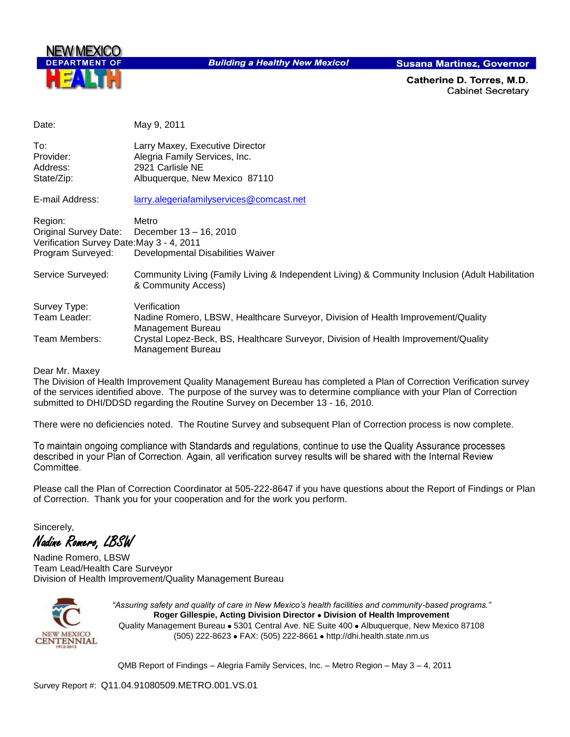NEW MEXICO DEPARTMENT OF HEALTH

*Building a Healthy New Mexico!*

**Susana Martinez, Governor**

**Catherine D. Torres, M.D.**
Cabinet Secretary

| | |
|---|---|
| Date: | May 9, 2011 |
| To: | Larry Maxey, Executive Director |
| Provider: | Alegria Family Services, Inc. |
| Address: | 2921 Carlisle NE |
| State/Zip: | Albuquerque, New Mexico 87110 |
| E-mail Address: | larry.alegeriafamilyservices@comcast.net |
| Region: | Metro |
| Original Survey Date: | December 13 – 16, 2010 |
| Verification Survey Date: | May 3 - 4, 2011 |
| Program Surveyed: | Developmental Disabilities Waiver |
| Service Surveyed: | Community Living (Family Living & Independent Living) & Community Inclusion (Adult Habilitation & Community Access) |
| Survey Type: | Verification |
| Team Leader: | Nadine Romero, LBSW, Healthcare Surveyor, Division of Health Improvement/Quality Management Bureau |
| Team Members: | Crystal Lopez-Beck, BS, Healthcare Surveyor, Division of Health Improvement/Quality Management Bureau |

Dear Mr. Maxey
The Division of Health Improvement Quality Management Bureau has completed a Plan of Correction Verification survey of the services identified above. The purpose of the survey was to determine compliance with your Plan of Correction submitted to DHI/DDSD regarding the Routine Survey on December 13 - 16, 2010.

There were no deficiencies noted. The Routine Survey and subsequent Plan of Correction process is now complete.

To maintain ongoing compliance with Standards and regulations, continue to use the Quality Assurance processes described in your Plan of Correction. Again, all verification survey results will be shared with the Internal Review Committee.

Please call the Plan of Correction Coordinator at 505-222-8647 if you have questions about the Report of Findings or Plan of Correction. Thank you for your cooperation and for the work you perform.

Sincerely,

*Nadine Romero, LBSW*

Nadine Romero, LBSW
Team Lead/Health Care Surveyor
Division of Health Improvement/Quality Management Bureau

NEW MEXICO CENTENNIAL 1912-2012

*"Assuring safety and quality of care in New Mexico's health facilities and community-based programs."*
**Roger Gillespie, Acting Division Director • Division of Health Improvement**
Quality Management Bureau • 5301 Central Ave. NE Suite 400 • Albuquerque, New Mexico 87108
(505) 222-8623 • FAX: (505) 222-8661 • http://dhi.health.state.nm.us

QMB Report of Findings – Alegria Family Services, Inc. – Metro Region – May 3 – 4, 2011

Survey Report #: Q11.04.91080509.METRO.001.VS.01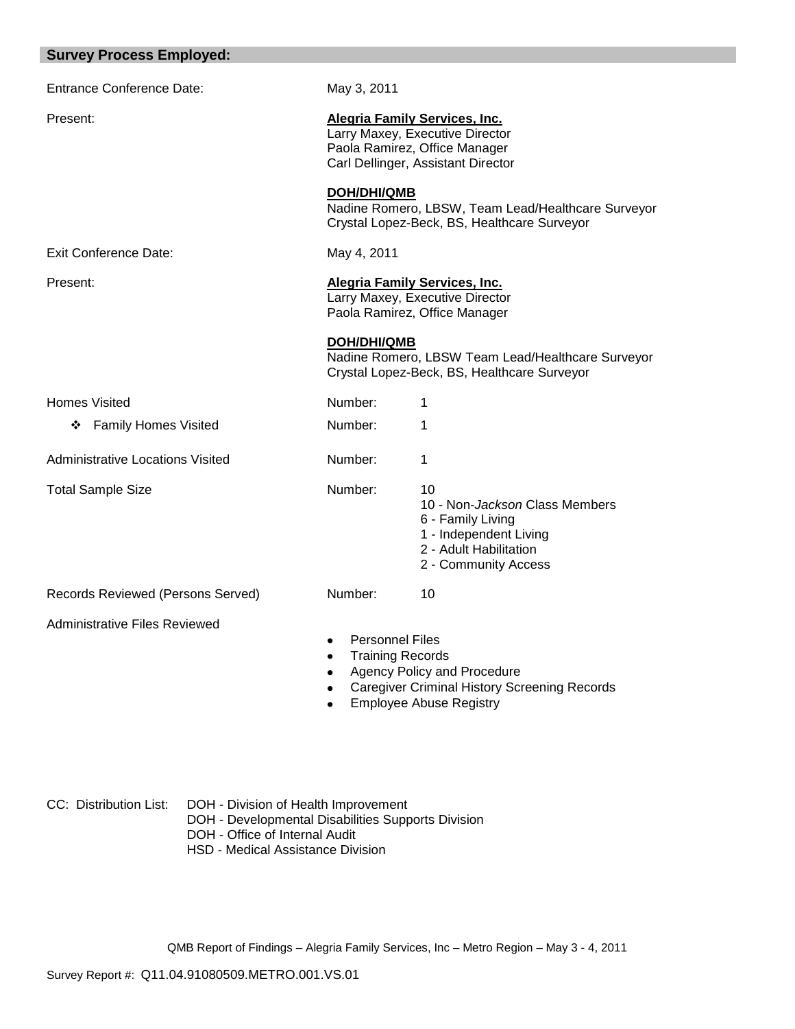## Survey Process Employed:

| | | |
|---|---|---|
| Entrance Conference Date: | May 3, 2011 | |
| Present: | **Alegria Family Services, Inc.**<br>Larry Maxey, Executive Director<br>Paola Ramirez, Office Manager<br>Carl Dellinger, Assistant Director<br><br>**DOH/DHI/QMB**<br>Nadine Romero, LBSW, Team Lead/Healthcare Surveyor<br>Crystal Lopez-Beck, BS, Healthcare Surveyor | |
| Exit Conference Date: | May 4, 2011 | |
| Present: | **Alegria Family Services, Inc.**<br>Larry Maxey, Executive Director<br>Paola Ramirez, Office Manager<br><br>**DOH/DHI/QMB**<br>Nadine Romero, LBSW Team Lead/Healthcare Surveyor<br>Crystal Lopez-Beck, BS, Healthcare Surveyor | |
| Homes Visited | Number: | 1 |
| ❖ Family Homes Visited | Number: | 1 |
| Administrative Locations Visited | Number: | 1 |
| Total Sample Size | Number: | 10<br>10 - Non-*Jackson* Class Members<br>6 - Family Living<br>1 - Independent Living<br>2 - Adult Habilitation<br>2 - Community Access |
| Records Reviewed (Persons Served) | Number: | 10 |

Administrative Files Reviewed

- Personnel Files
- Training Records
- Agency Policy and Procedure
- Caregiver Criminal History Screening Records
- Employee Abuse Registry

CC: Distribution List:
DOH - Division of Health Improvement
DOH - Developmental Disabilities Supports Division
DOH - Office of Internal Audit
HSD - Medical Assistance Division